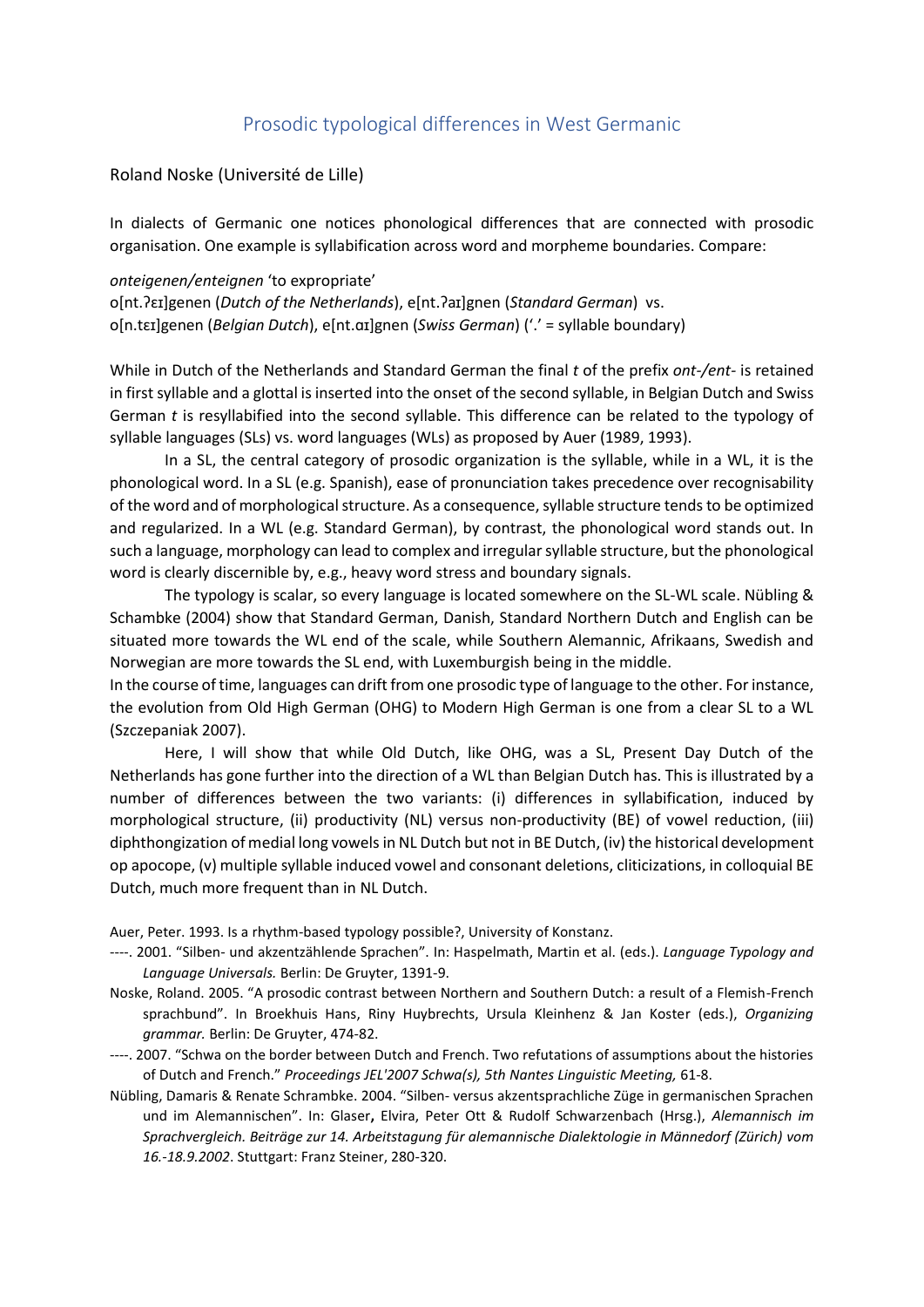# Prosodic typological differences in West Germanic

Roland Noske (Université de Lille)

In dialects of Germanic one notices phonological differences that are connected with prosodic organisation. One example is syllabification across word and morpheme boundaries. Compare:

*onteigenen/enteignen* 'to expropriate'
o[nt.ʔɛɪ]genen (*Dutch of the Netherlands*), e[nt.ʔaɪ]gnen (*Standard German*) vs.
o[n.tɛɪ]genen (*Belgian Dutch*), e[nt.ɑɪ]gnen (*Swiss German*) ('.' = syllable boundary)

While in Dutch of the Netherlands and Standard German the final *t* of the prefix *ont-/ent-* is retained in first syllable and a glottal is inserted into the onset of the second syllable, in Belgian Dutch and Swiss German *t* is resyllabified into the second syllable. This difference can be related to the typology of syllable languages (SLs) vs. word languages (WLs) as proposed by Auer (1989, 1993).

In a SL, the central category of prosodic organization is the syllable, while in a WL, it is the phonological word. In a SL (e.g. Spanish), ease of pronunciation takes precedence over recognisability of the word and of morphological structure. As a consequence, syllable structure tends to be optimized and regularized. In a WL (e.g. Standard German), by contrast, the phonological word stands out. In such a language, morphology can lead to complex and irregular syllable structure, but the phonological word is clearly discernible by, e.g., heavy word stress and boundary signals.

The typology is scalar, so every language is located somewhere on the SL-WL scale. Nübling & Schambke (2004) show that Standard German, Danish, Standard Northern Dutch and English can be situated more towards the WL end of the scale, while Southern Alemannic, Afrikaans, Swedish and Norwegian are more towards the SL end, with Luxemburgish being in the middle.
In the course of time, languages can drift from one prosodic type of language to the other. For instance, the evolution from Old High German (OHG) to Modern High German is one from a clear SL to a WL (Szczepaniak 2007).

Here, I will show that while Old Dutch, like OHG, was a SL, Present Day Dutch of the Netherlands has gone further into the direction of a WL than Belgian Dutch has. This is illustrated by a number of differences between the two variants: (i) differences in syllabification, induced by morphological structure, (ii) productivity (NL) versus non-productivity (BE) of vowel reduction, (iii) diphthongization of medial long vowels in NL Dutch but not in BE Dutch, (iv) the historical development op apocope, (v) multiple syllable induced vowel and consonant deletions, cliticizations, in colloquial BE Dutch, much more frequent than in NL Dutch.

Auer, Peter. 1993. Is a rhythm-based typology possible?, University of Konstanz.

----. 2001. "Silben- und akzentzählende Sprachen". In: Haspelmath, Martin et al. (eds.). *Language Typology and Language Universals.* Berlin: De Gruyter, 1391-9.

Noske, Roland. 2005. "A prosodic contrast between Northern and Southern Dutch: a result of a Flemish-French sprachbund". In Broekhuis Hans, Riny Huybrechts, Ursula Kleinhenz & Jan Koster (eds.), *Organizing grammar.* Berlin: De Gruyter, 474-82.

----. 2007. "Schwa on the border between Dutch and French. Two refutations of assumptions about the histories of Dutch and French." *Proceedings JEL'2007 Schwa(s), 5th Nantes Linguistic Meeting,* 61-8.

Nübling, Damaris & Renate Schrambke. 2004. "Silben- versus akzentsprachliche Züge in germanischen Sprachen und im Alemannischen". In: Glaser, Elvira, Peter Ott & Rudolf Schwarzenbach (Hrsg.), *Alemannisch im Sprachvergleich. Beiträge zur 14. Arbeitstagung für alemannische Dialektologie in Männedorf (Zürich) vom 16.-18.9.2002*. Stuttgart: Franz Steiner, 280-320.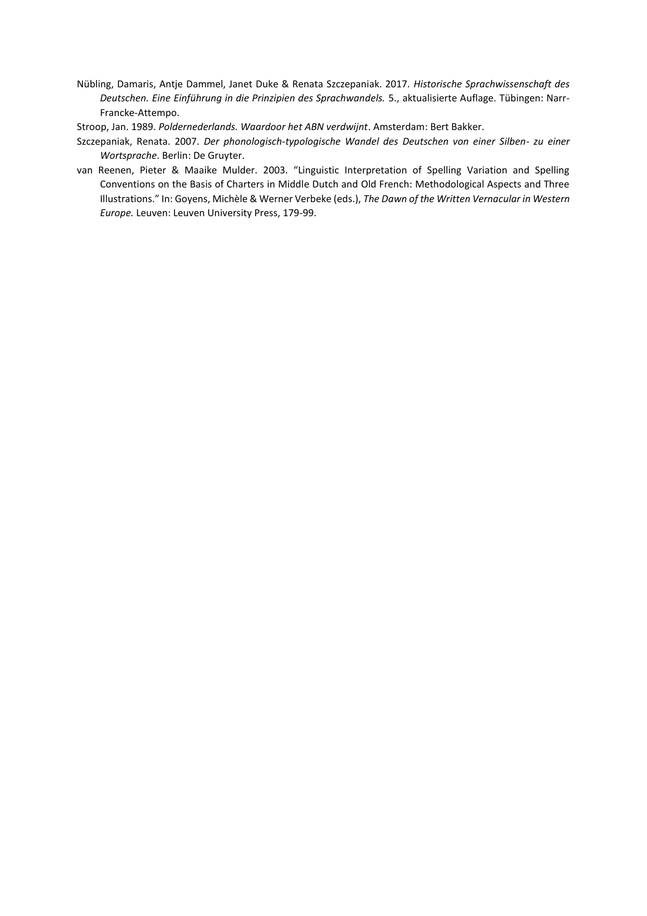Nübling, Damaris, Antje Dammel, Janet Duke & Renata Szczepaniak. 2017. *Historische Sprachwissenschaft des Deutschen. Eine Einführung in die Prinzipien des Sprachwandels.* 5., aktualisierte Auflage. Tübingen: Narr-Francke-Attempo.

Stroop, Jan. 1989. *Poldernederlands. Waardoor het ABN verdwijnt*. Amsterdam: Bert Bakker.

Szczepaniak, Renata. 2007. *Der phonologisch-typologische Wandel des Deutschen von einer Silben- zu einer Wortsprache*. Berlin: De Gruyter.

van Reenen, Pieter & Maaike Mulder. 2003. "Linguistic Interpretation of Spelling Variation and Spelling Conventions on the Basis of Charters in Middle Dutch and Old French: Methodological Aspects and Three Illustrations." In: Goyens, Michèle & Werner Verbeke (eds.), *The Dawn of the Written Vernacular in Western Europe.* Leuven: Leuven University Press, 179-99.